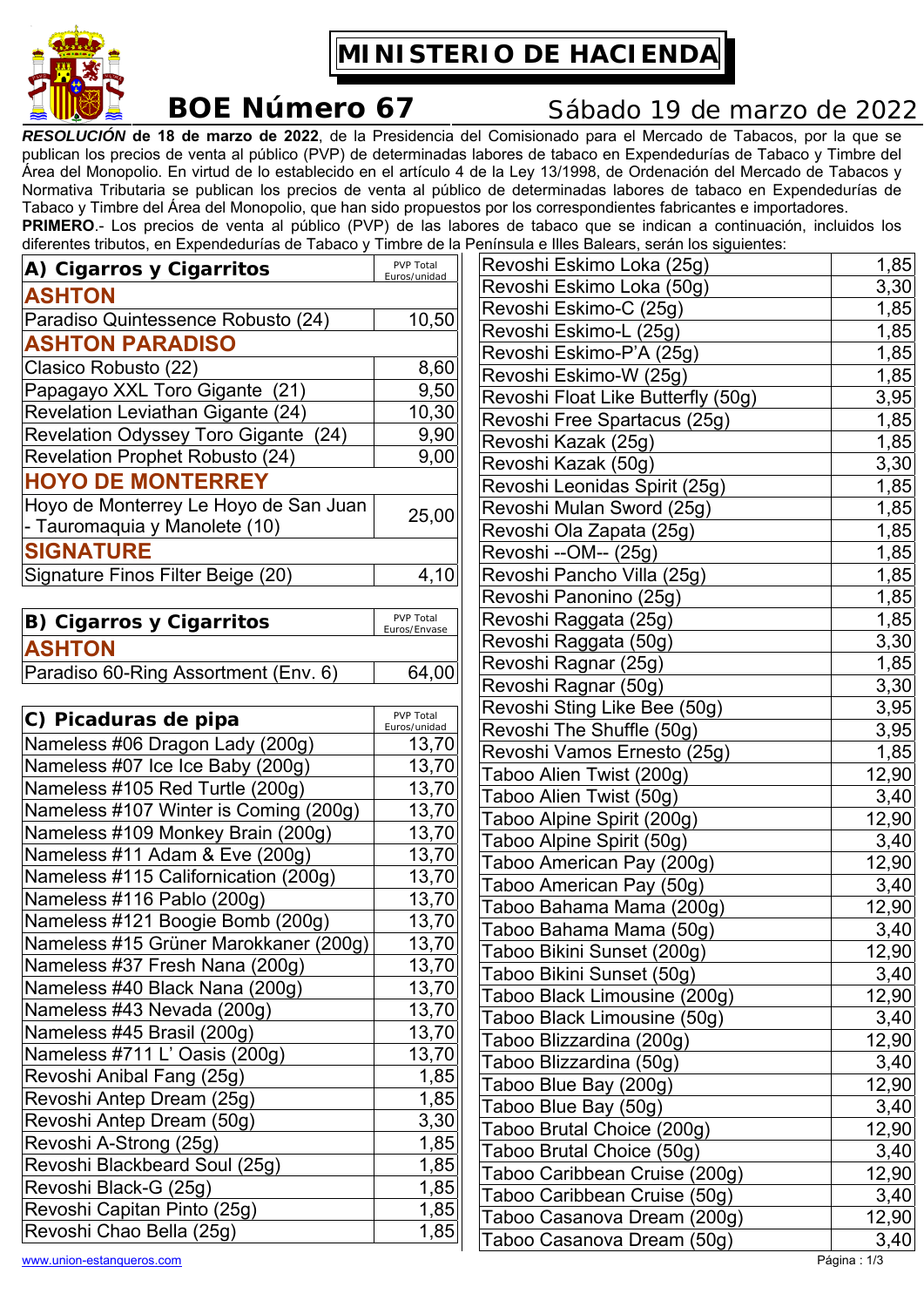# MINISTERIO DE HACIENDA

## BOE Número 67

Sábado 19 de marzo de 2022

***RESOLUCIÓN* de 18 de marzo de 2022**, de la Presidencia del Comisionado para el Mercado de Tabacos, por la que se publican los precios de venta al público (PVP) de determinadas labores de tabaco en Expendedurías de Tabaco y Timbre del Área del Monopolio. En virtud de lo establecido en el artículo 4 de la Ley 13/1998, de Ordenación del Mercado de Tabacos y Normativa Tributaria se publican los precios de venta al público de determinadas labores de tabaco en Expendedurías de Tabaco y Timbre del Área del Monopolio, que han sido propuestos por los correspondientes fabricantes e importadores.

**PRIMERO**.- Los precios de venta al público (PVP) de las labores de tabaco que se indican a continuación, incluidos los diferentes tributos, en Expendedurías de Tabaco y Timbre de la Península e Illes Balears, serán los siguientes:

| A) Cigarros y Cigarritos | PVP Total Euros/unidad |
|---|---|
| **ASHTON** | |
| Paradiso Quintessence Robusto (24) | 10,50 |
| **ASHTON PARADISO** | |
| Clasico Robusto (22) | 8,60 |
| Papagayo XXL Toro Gigante (21) | 9,50 |
| Revelation Leviathan Gigante (24) | 10,30 |
| Revelation Odyssey Toro Gigante (24) | 9,90 |
| Revelation Prophet Robusto (24) | 9,00 |
| **HOYO DE MONTERREY** | |
| Hoyo de Monterrey Le Hoyo de San Juan - Tauromaquia y Manolete (10) | 25,00 |
| **SIGNATURE** | |
| Signature Finos Filter Beige (20) | 4,10 |

| B) Cigarros y Cigarritos | PVP Total Euros/Envase |
|---|---|
| **ASHTON** | |
| Paradiso 60-Ring Assortment (Env. 6) | 64,00 |

| C) Picaduras de pipa | PVP Total Euros/unidad |
|---|---|
| Nameless #06 Dragon Lady (200g) | 13,70 |
| Nameless #07 Ice Ice Baby (200g) | 13,70 |
| Nameless #105 Red Turtle (200g) | 13,70 |
| Nameless #107 Winter is Coming (200g) | 13,70 |
| Nameless #109 Monkey Brain (200g) | 13,70 |
| Nameless #11 Adam & Eve (200g) | 13,70 |
| Nameless #115 Californication (200g) | 13,70 |
| Nameless #116 Pablo (200g) | 13,70 |
| Nameless #121 Boogie Bomb (200g) | 13,70 |
| Nameless #15 Grüner Marokkaner (200g) | 13,70 |
| Nameless #37 Fresh Nana (200g) | 13,70 |
| Nameless #40 Black Nana (200g) | 13,70 |
| Nameless #43 Nevada (200g) | 13,70 |
| Nameless #45 Brasil (200g) | 13,70 |
| Nameless #711 L' Oasis (200g) | 13,70 |
| Revoshi Anibal Fang (25g) | 1,85 |
| Revoshi Antep Dream (25g) | 1,85 |
| Revoshi Antep Dream (50g) | 3,30 |
| Revoshi A-Strong (25g) | 1,85 |
| Revoshi Blackbeard Soul (25g) | 1,85 |
| Revoshi Black-G (25g) | 1,85 |
| Revoshi Capitan Pinto (25g) | 1,85 |
| Revoshi Chao Bella (25g) | 1,85 |
| Revoshi Eskimo Loka (25g) | 1,85 |
| Revoshi Eskimo Loka (50g) | 3,30 |
| Revoshi Eskimo-C (25g) | 1,85 |
| Revoshi Eskimo-L (25g) | 1,85 |
| Revoshi Eskimo-P'A (25g) | 1,85 |
| Revoshi Eskimo-W (25g) | 1,85 |
| Revoshi Float Like Butterfly (50g) | 3,95 |
| Revoshi Free Spartacus (25g) | 1,85 |
| Revoshi Kazak (25g) | 1,85 |
| Revoshi Kazak (50g) | 3,30 |
| Revoshi Leonidas Spirit (25g) | 1,85 |
| Revoshi Mulan Sword (25g) | 1,85 |
| Revoshi Ola Zapata (25g) | 1,85 |
| Revoshi --OM-- (25g) | 1,85 |
| Revoshi Pancho Villa (25g) | 1,85 |
| Revoshi Panonino (25g) | 1,85 |
| Revoshi Raggata (25g) | 1,85 |
| Revoshi Raggata (50g) | 3,30 |
| Revoshi Ragnar (25g) | 1,85 |
| Revoshi Ragnar (50g) | 3,30 |
| Revoshi Sting Like Bee (50g) | 3,95 |
| Revoshi The Shuffle (50g) | 3,95 |
| Revoshi Vamos Ernesto (25g) | 1,85 |
| Taboo Alien Twist (200g) | 12,90 |
| Taboo Alien Twist (50g) | 3,40 |
| Taboo Alpine Spirit (200g) | 12,90 |
| Taboo Alpine Spirit (50g) | 3,40 |
| Taboo American Pay (200g) | 12,90 |
| Taboo American Pay (50g) | 3,40 |
| Taboo Bahama Mama (200g) | 12,90 |
| Taboo Bahama Mama (50g) | 3,40 |
| Taboo Bikini Sunset (200g) | 12,90 |
| Taboo Bikini Sunset (50g) | 3,40 |
| Taboo Black Limousine (200g) | 12,90 |
| Taboo Black Limousine (50g) | 3,40 |
| Taboo Blizzardina (200g) | 12,90 |
| Taboo Blizzardina (50g) | 3,40 |
| Taboo Blue Bay (200g) | 12,90 |
| Taboo Blue Bay (50g) | 3,40 |
| Taboo Brutal Choice (200g) | 12,90 |
| Taboo Brutal Choice (50g) | 3,40 |
| Taboo Caribbean Cruise (200g) | 12,90 |
| Taboo Caribbean Cruise (50g) | 3,40 |
| Taboo Casanova Dream (200g) | 12,90 |
| Taboo Casanova Dream (50g) | 3,40 |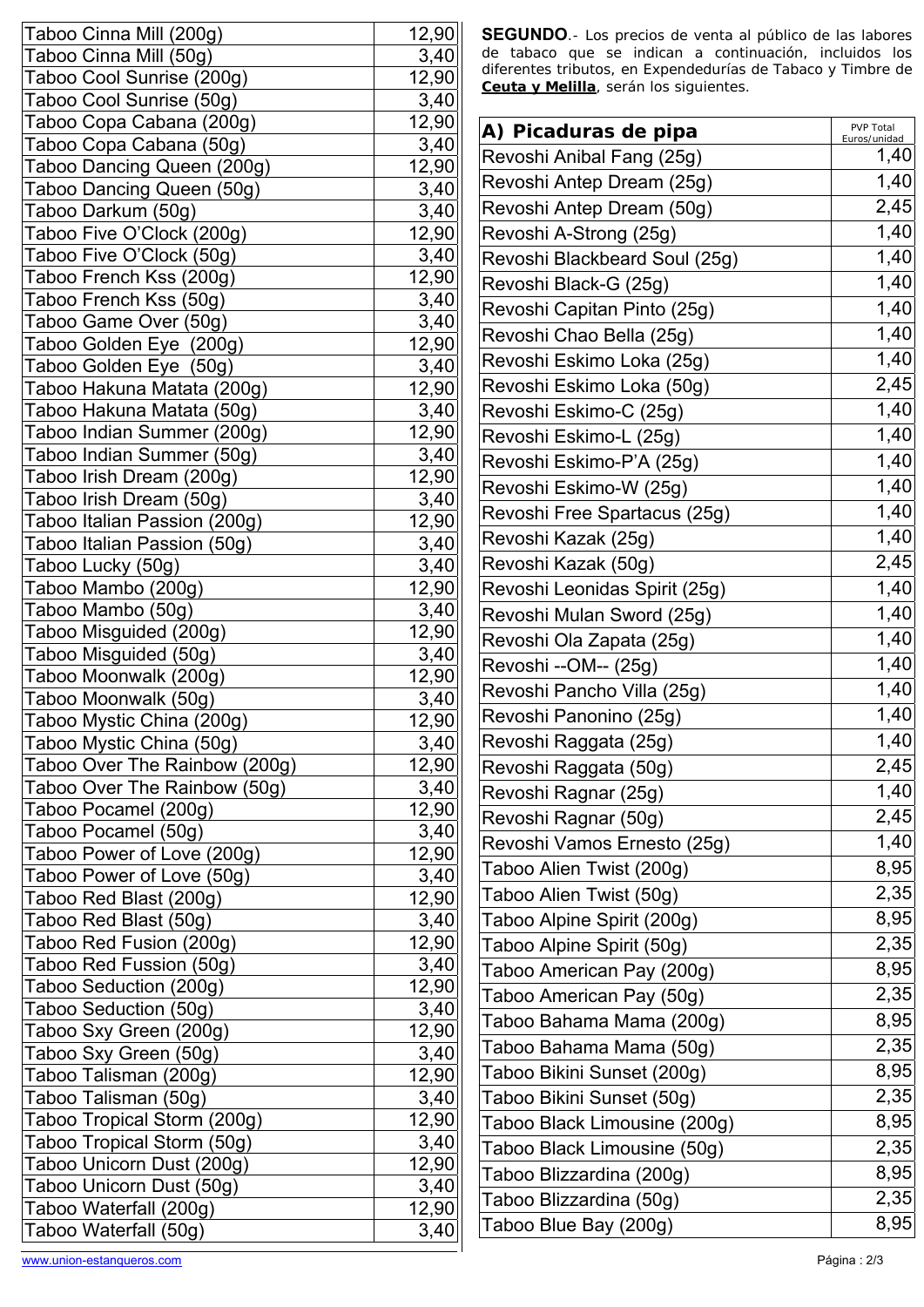| | |
|---|---|
| Taboo Cinna Mill (200g) | 12,90 |
| Taboo Cinna Mill (50g) | 3,40 |
| Taboo Cool Sunrise (200g) | 12,90 |
| Taboo Cool Sunrise (50g) | 3,40 |
| Taboo Copa Cabana (200g) | 12,90 |
| Taboo Copa Cabana (50g) | 3,40 |
| Taboo Dancing Queen (200g) | 12,90 |
| Taboo Dancing Queen (50g) | 3,40 |
| Taboo Darkum (50g) | 3,40 |
| Taboo Five O'Clock (200g) | 12,90 |
| Taboo Five O'Clock (50g) | 3,40 |
| Taboo French Kss (200g) | 12,90 |
| Taboo French Kss (50g) | 3,40 |
| Taboo Game Over (50g) | 3,40 |
| Taboo Golden Eye (200g) | 12,90 |
| Taboo Golden Eye (50g) | 3,40 |
| Taboo Hakuna Matata (200g) | 12,90 |
| Taboo Hakuna Matata (50g) | 3,40 |
| Taboo Indian Summer (200g) | 12,90 |
| Taboo Indian Summer (50g) | 3,40 |
| Taboo Irish Dream (200g) | 12,90 |
| Taboo Irish Dream (50g) | 3,40 |
| Taboo Italian Passion (200g) | 12,90 |
| Taboo Italian Passion (50g) | 3,40 |
| Taboo Lucky (50g) | 3,40 |
| Taboo Mambo (200g) | 12,90 |
| Taboo Mambo (50g) | 3,40 |
| Taboo Misguided (200g) | 12,90 |
| Taboo Misguided (50g) | 3,40 |
| Taboo Moonwalk (200g) | 12,90 |
| Taboo Moonwalk (50g) | 3,40 |
| Taboo Mystic China (200g) | 12,90 |
| Taboo Mystic China (50g) | 3,40 |
| Taboo Over The Rainbow (200g) | 12,90 |
| Taboo Over The Rainbow (50g) | 3,40 |
| Taboo Pocamel (200g) | 12,90 |
| Taboo Pocamel (50g) | 3,40 |
| Taboo Power of Love (200g) | 12,90 |
| Taboo Power of Love (50g) | 3,40 |
| Taboo Red Blast (200g) | 12,90 |
| Taboo Red Blast (50g) | 3,40 |
| Taboo Red Fusion (200g) | 12,90 |
| Taboo Red Fussion (50g) | 3,40 |
| Taboo Seduction (200g) | 12,90 |
| Taboo Seduction (50g) | 3,40 |
| Taboo Sxy Green (200g) | 12,90 |
| Taboo Sxy Green (50g) | 3,40 |
| Taboo Talisman (200g) | 12,90 |
| Taboo Talisman (50g) | 3,40 |
| Taboo Tropical Storm (200g) | 12,90 |
| Taboo Tropical Storm (50g) | 3,40 |
| Taboo Unicorn Dust (200g) | 12,90 |
| Taboo Unicorn Dust (50g) | 3,40 |
| Taboo Waterfall (200g) | 12,90 |
| Taboo Waterfall (50g) | 3,40 |

**SEGUNDO**.- Los precios de venta al público de las labores de tabaco que se indican a continuación, incluidos los diferentes tributos, en Expendedurías de Tabaco y Timbre de **Ceuta y Melilla**, serán los siguientes.

| **A) Picaduras de pipa** | PVP Total Euros/unidad |
|---|---|
| Revoshi Anibal Fang (25g) | 1,40 |
| Revoshi Antep Dream (25g) | 1,40 |
| Revoshi Antep Dream (50g) | 2,45 |
| Revoshi A-Strong (25g) | 1,40 |
| Revoshi Blackbeard Soul (25g) | 1,40 |
| Revoshi Black-G (25g) | 1,40 |
| Revoshi Capitan Pinto (25g) | 1,40 |
| Revoshi Chao Bella (25g) | 1,40 |
| Revoshi Eskimo Loka (25g) | 1,40 |
| Revoshi Eskimo Loka (50g) | 2,45 |
| Revoshi Eskimo-C (25g) | 1,40 |
| Revoshi Eskimo-L (25g) | 1,40 |
| Revoshi Eskimo-P'A (25g) | 1,40 |
| Revoshi Eskimo-W (25g) | 1,40 |
| Revoshi Free Spartacus (25g) | 1,40 |
| Revoshi Kazak (25g) | 1,40 |
| Revoshi Kazak (50g) | 2,45 |
| Revoshi Leonidas Spirit (25g) | 1,40 |
| Revoshi Mulan Sword (25g) | 1,40 |
| Revoshi Ola Zapata (25g) | 1,40 |
| Revoshi --OM-- (25g) | 1,40 |
| Revoshi Pancho Villa (25g) | 1,40 |
| Revoshi Panonino (25g) | 1,40 |
| Revoshi Raggata (25g) | 1,40 |
| Revoshi Raggata (50g) | 2,45 |
| Revoshi Ragnar (25g) | 1,40 |
| Revoshi Ragnar (50g) | 2,45 |
| Revoshi Vamos Ernesto (25g) | 1,40 |
| Taboo Alien Twist (200g) | 8,95 |
| Taboo Alien Twist (50g) | 2,35 |
| Taboo Alpine Spirit (200g) | 8,95 |
| Taboo Alpine Spirit (50g) | 2,35 |
| Taboo American Pay (200g) | 8,95 |
| Taboo American Pay (50g) | 2,35 |
| Taboo Bahama Mama (200g) | 8,95 |
| Taboo Bahama Mama (50g) | 2,35 |
| Taboo Bikini Sunset (200g) | 8,95 |
| Taboo Bikini Sunset (50g) | 2,35 |
| Taboo Black Limousine (200g) | 8,95 |
| Taboo Black Limousine (50g) | 2,35 |
| Taboo Blizzardina (200g) | 8,95 |
| Taboo Blizzardina (50g) | 2,35 |
| Taboo Blue Bay (200g) | 8,95 |

www.union-estanqueros.com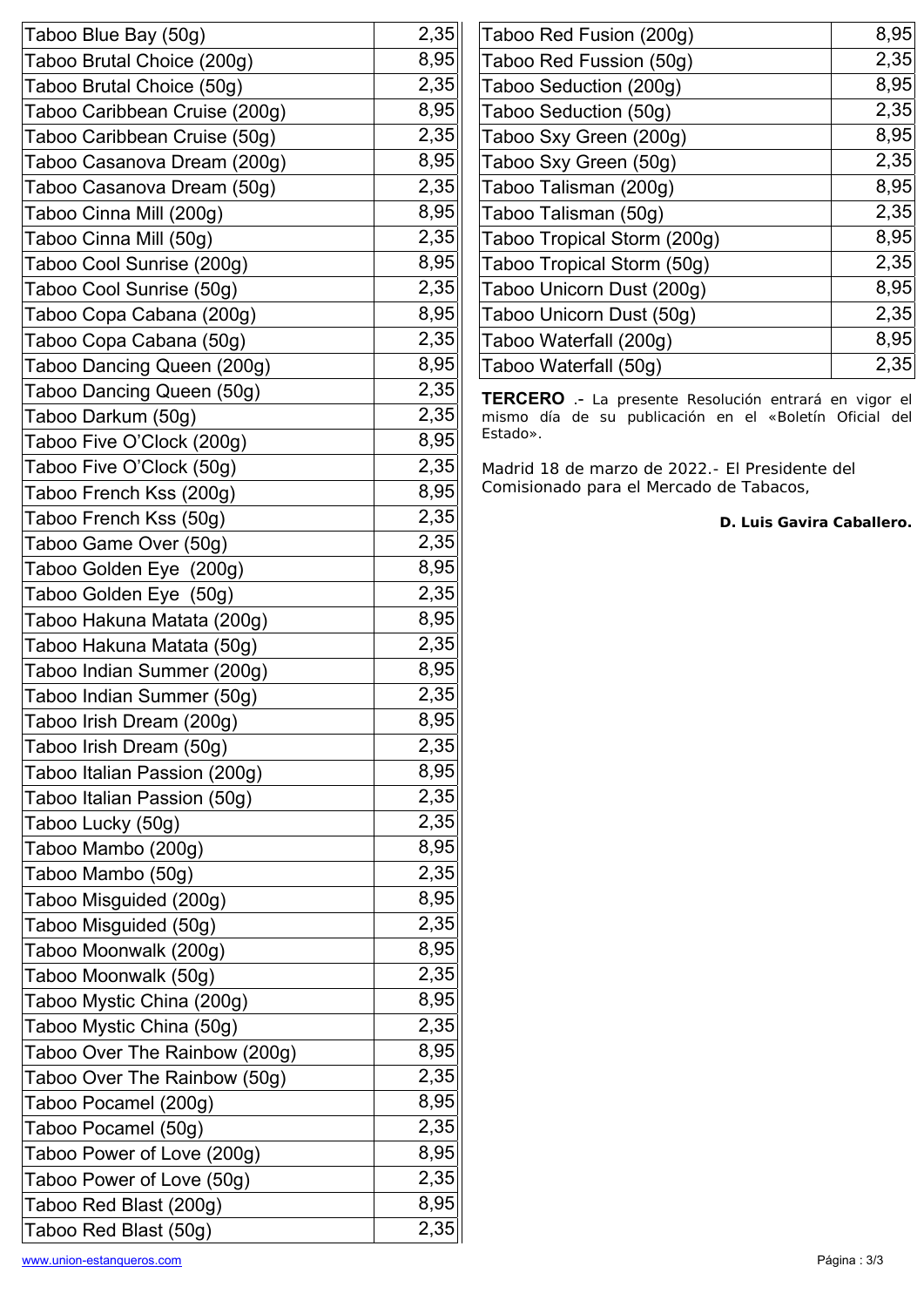| | |
|---|---|
| Taboo Blue Bay (50g) | 2,35 |
| Taboo Brutal Choice (200g) | 8,95 |
| Taboo Brutal Choice (50g) | 2,35 |
| Taboo Caribbean Cruise (200g) | 8,95 |
| Taboo Caribbean Cruise (50g) | 2,35 |
| Taboo Casanova Dream (200g) | 8,95 |
| Taboo Casanova Dream (50g) | 2,35 |
| Taboo Cinna Mill (200g) | 8,95 |
| Taboo Cinna Mill (50g) | 2,35 |
| Taboo Cool Sunrise (200g) | 8,95 |
| Taboo Cool Sunrise (50g) | 2,35 |
| Taboo Copa Cabana (200g) | 8,95 |
| Taboo Copa Cabana (50g) | 2,35 |
| Taboo Dancing Queen (200g) | 8,95 |
| Taboo Dancing Queen (50g) | 2,35 |
| Taboo Darkum (50g) | 2,35 |
| Taboo Five O'Clock (200g) | 8,95 |
| Taboo Five O'Clock (50g) | 2,35 |
| Taboo French Kss (200g) | 8,95 |
| Taboo French Kss (50g) | 2,35 |
| Taboo Game Over (50g) | 2,35 |
| Taboo Golden Eye (200g) | 8,95 |
| Taboo Golden Eye (50g) | 2,35 |
| Taboo Hakuna Matata (200g) | 8,95 |
| Taboo Hakuna Matata (50g) | 2,35 |
| Taboo Indian Summer (200g) | 8,95 |
| Taboo Indian Summer (50g) | 2,35 |
| Taboo Irish Dream (200g) | 8,95 |
| Taboo Irish Dream (50g) | 2,35 |
| Taboo Italian Passion (200g) | 8,95 |
| Taboo Italian Passion (50g) | 2,35 |
| Taboo Lucky (50g) | 2,35 |
| Taboo Mambo (200g) | 8,95 |
| Taboo Mambo (50g) | 2,35 |
| Taboo Misguided (200g) | 8,95 |
| Taboo Misguided (50g) | 2,35 |
| Taboo Moonwalk (200g) | 8,95 |
| Taboo Moonwalk (50g) | 2,35 |
| Taboo Mystic China (200g) | 8,95 |
| Taboo Mystic China (50g) | 2,35 |
| Taboo Over The Rainbow (200g) | 8,95 |
| Taboo Over The Rainbow (50g) | 2,35 |
| Taboo Pocamel (200g) | 8,95 |
| Taboo Pocamel (50g) | 2,35 |
| Taboo Power of Love (200g) | 8,95 |
| Taboo Power of Love (50g) | 2,35 |
| Taboo Red Blast (200g) | 8,95 |
| Taboo Red Blast (50g) | 2,35 |
| Taboo Red Fusion (200g) | 8,95 |
| Taboo Red Fussion (50g) | 2,35 |
| Taboo Seduction (200g) | 8,95 |
| Taboo Seduction (50g) | 2,35 |
| Taboo Sxy Green (200g) | 8,95 |
| Taboo Sxy Green (50g) | 2,35 |
| Taboo Talisman (200g) | 8,95 |
| Taboo Talisman (50g) | 2,35 |
| Taboo Tropical Storm (200g) | 8,95 |
| Taboo Tropical Storm (50g) | 2,35 |
| Taboo Unicorn Dust (200g) | 8,95 |
| Taboo Unicorn Dust (50g) | 2,35 |
| Taboo Waterfall (200g) | 8,95 |
| Taboo Waterfall (50g) | 2,35 |

**TERCERO** .- La presente Resolución entrará en vigor el mismo día de su publicación en el «Boletín Oficial del Estado».

Madrid 18 de marzo de 2022.- El Presidente del Comisionado para el Mercado de Tabacos,

**D. Luis Gavira Caballero.**